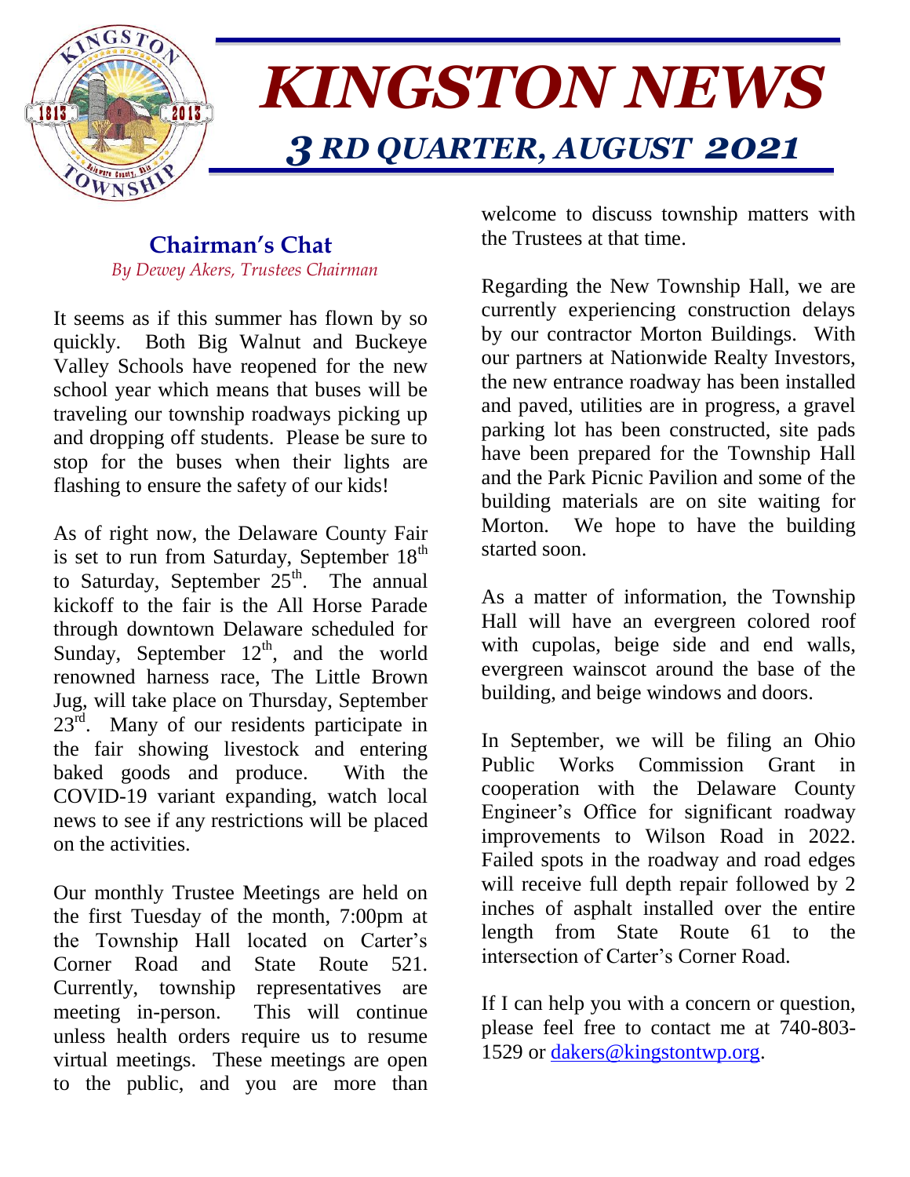# KINGSTON NEWS

## *3 RD QUARTER, AUGUST 2021*

### Chairman's Chat

*By Dewey Akers, Trustees Chairman*

It seems as if this summer has flown by so quickly. Both Big Walnut and Buckeye Valley Schools have reopened for the new school year which means that buses will be traveling our township roadways picking up and dropping off students. Please be sure to stop for the buses when their lights are flashing to ensure the safety of our kids!

As of right now, the Delaware County Fair is set to run from Saturday, September 18th to Saturday, September 25th. The annual kickoff to the fair is the All Horse Parade through downtown Delaware scheduled for Sunday, September 12th, and the world renowned harness race, The Little Brown Jug, will take place on Thursday, September 23rd. Many of our residents participate in the fair showing livestock and entering baked goods and produce. With the COVID-19 variant expanding, watch local news to see if any restrictions will be placed on the activities.

Our monthly Trustee Meetings are held on the first Tuesday of the month, 7:00pm at the Township Hall located on Carter's Corner Road and State Route 521. Currently, township representatives are meeting in-person. This will continue unless health orders require us to resume virtual meetings. These meetings are open to the public, and you are more than welcome to discuss township matters with the Trustees at that time.

Regarding the New Township Hall, we are currently experiencing construction delays by our contractor Morton Buildings. With our partners at Nationwide Realty Investors, the new entrance roadway has been installed and paved, utilities are in progress, a gravel parking lot has been constructed, site pads have been prepared for the Township Hall and the Park Picnic Pavilion and some of the building materials are on site waiting for Morton. We hope to have the building started soon.

As a matter of information, the Township Hall will have an evergreen colored roof with cupolas, beige side and end walls, evergreen wainscot around the base of the building, and beige windows and doors.

In September, we will be filing an Ohio Public Works Commission Grant in cooperation with the Delaware County Engineer's Office for significant roadway improvements to Wilson Road in 2022. Failed spots in the roadway and road edges will receive full depth repair followed by 2 inches of asphalt installed over the entire length from State Route 61 to the intersection of Carter's Corner Road.

If I can help you with a concern or question, please feel free to contact me at 740-803-1529 or dakers@kingstontwp.org.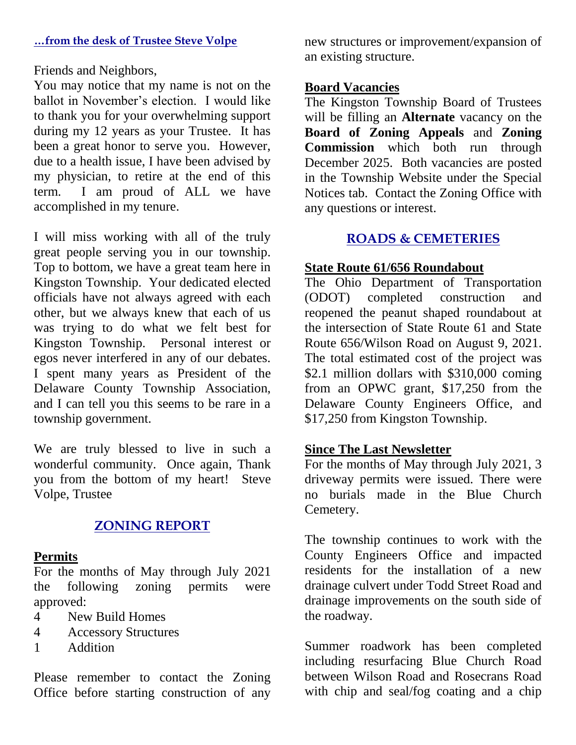### *...from the desk of Trustee Steve Volpe*

Friends and Neighbors,

You may notice that my name is not on the ballot in November's election. I would like to thank you for your overwhelming support during my 12 years as your Trustee. It has been a great honor to serve you. However, due to a health issue, I have been advised by my physician, to retire at the end of this term. I am proud of ALL we have accomplished in my tenure.

I will miss working with all of the truly great people serving you in our township. Top to bottom, we have a great team here in Kingston Township. Your dedicated elected officials have not always agreed with each other, but we always knew that each of us was trying to do what we felt best for Kingston Township. Personal interest or egos never interfered in any of our debates. I spent many years as President of the Delaware County Township Association, and I can tell you this seems to be rare in a township government.

We are truly blessed to live in such a wonderful community. Once again, Thank you from the bottom of my heart! Steve Volpe, Trustee

## ZONING REPORT

### Permits

For the months of May through July 2021 the following zoning permits were approved:

- 4 New Build Homes
- 4 Accessory Structures
- 1 Addition

Please remember to contact the Zoning Office before starting construction of any new structures or improvement/expansion of an existing structure.

### Board Vacancies

The Kingston Township Board of Trustees will be filling an **Alternate** vacancy on the **Board of Zoning Appeals** and **Zoning Commission** which both run through December 2025. Both vacancies are posted in the Township Website under the Special Notices tab. Contact the Zoning Office with any questions or interest.

## ROADS & CEMETERIES

### State Route 61/656 Roundabout

The Ohio Department of Transportation (ODOT) completed construction and reopened the peanut shaped roundabout at the intersection of State Route 61 and State Route 656/Wilson Road on August 9, 2021. The total estimated cost of the project was $2.1 million dollars with $310,000 coming from an OPWC grant, $17,250 from the Delaware County Engineers Office, and $17,250 from Kingston Township.

### Since The Last Newsletter

For the months of May through July 2021, 3 driveway permits were issued. There were no burials made in the Blue Church Cemetery.

The township continues to work with the County Engineers Office and impacted residents for the installation of a new drainage culvert under Todd Street Road and drainage improvements on the south side of the roadway.

Summer roadwork has been completed including resurfacing Blue Church Road between Wilson Road and Rosecrans Road with chip and seal/fog coating and a chip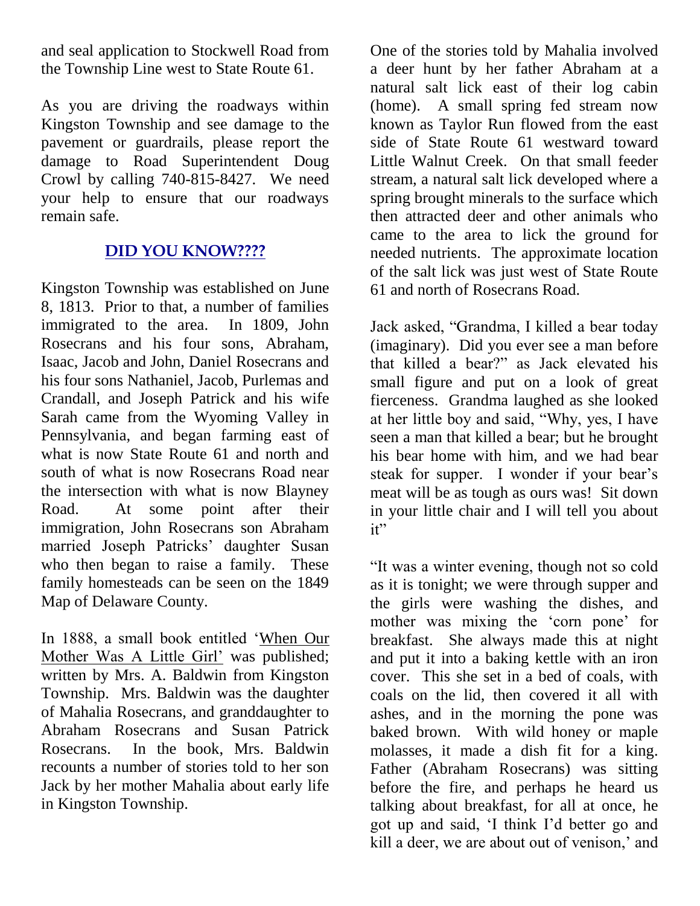and seal application to Stockwell Road from the Township Line west to State Route 61.

As you are driving the roadways within Kingston Township and see damage to the pavement or guardrails, please report the damage to Road Superintendent Doug Crowl by calling 740-815-8427. We need your help to ensure that our roadways remain safe.

## DID YOU KNOW????

Kingston Township was established on June 8, 1813. Prior to that, a number of families immigrated to the area. In 1809, John Rosecrans and his four sons, Abraham, Isaac, Jacob and John, Daniel Rosecrans and his four sons Nathaniel, Jacob, Purlemas and Crandall, and Joseph Patrick and his wife Sarah came from the Wyoming Valley in Pennsylvania, and began farming east of what is now State Route 61 and north and south of what is now Rosecrans Road near the intersection with what is now Blayney Road. At some point after their immigration, John Rosecrans son Abraham married Joseph Patricks' daughter Susan who then began to raise a family. These family homesteads can be seen on the 1849 Map of Delaware County.

In 1888, a small book entitled 'When Our Mother Was A Little Girl' was published; written by Mrs. A. Baldwin from Kingston Township. Mrs. Baldwin was the daughter of Mahalia Rosecrans, and granddaughter to Abraham Rosecrans and Susan Patrick Rosecrans. In the book, Mrs. Baldwin recounts a number of stories told to her son Jack by her mother Mahalia about early life in Kingston Township.

One of the stories told by Mahalia involved a deer hunt by her father Abraham at a natural salt lick east of their log cabin (home). A small spring fed stream now known as Taylor Run flowed from the east side of State Route 61 westward toward Little Walnut Creek. On that small feeder stream, a natural salt lick developed where a spring brought minerals to the surface which then attracted deer and other animals who came to the area to lick the ground for needed nutrients. The approximate location of the salt lick was just west of State Route 61 and north of Rosecrans Road.

Jack asked, "Grandma, I killed a bear today (imaginary). Did you ever see a man before that killed a bear?" as Jack elevated his small figure and put on a look of great fierceness. Grandma laughed as she looked at her little boy and said, "Why, yes, I have seen a man that killed a bear; but he brought his bear home with him, and we had bear steak for supper. I wonder if your bear's meat will be as tough as ours was! Sit down in your little chair and I will tell you about it"

"It was a winter evening, though not so cold as it is tonight; we were through supper and the girls were washing the dishes, and mother was mixing the 'corn pone' for breakfast. She always made this at night and put it into a baking kettle with an iron cover. This she set in a bed of coals, with coals on the lid, then covered it all with ashes, and in the morning the pone was baked brown. With wild honey or maple molasses, it made a dish fit for a king. Father (Abraham Rosecrans) was sitting before the fire, and perhaps he heard us talking about breakfast, for all at once, he got up and said, 'I think I'd better go and kill a deer, we are about out of venison,' and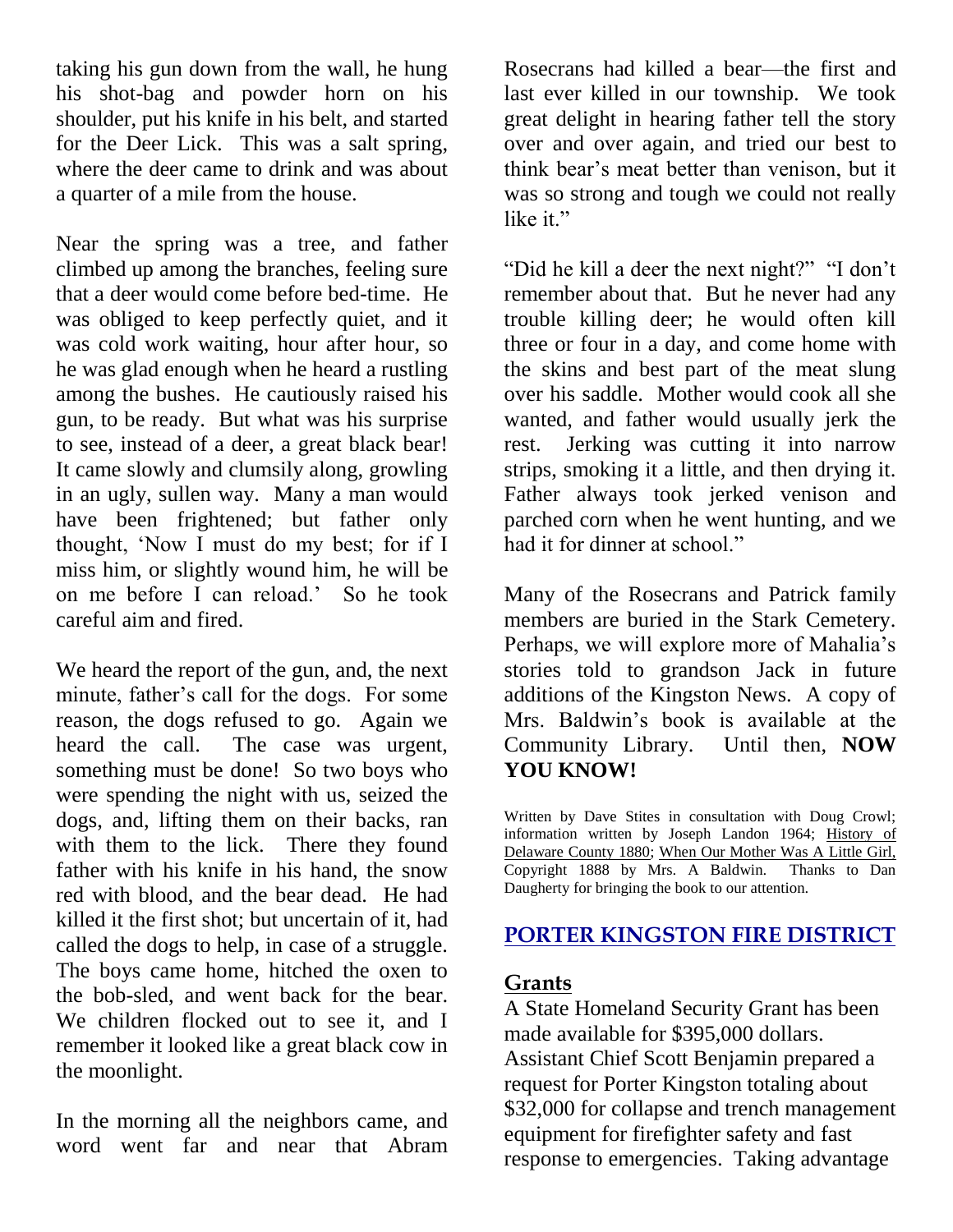taking his gun down from the wall, he hung his shot-bag and powder horn on his shoulder, put his knife in his belt, and started for the Deer Lick. This was a salt spring, where the deer came to drink and was about a quarter of a mile from the house.

Near the spring was a tree, and father climbed up among the branches, feeling sure that a deer would come before bed-time. He was obliged to keep perfectly quiet, and it was cold work waiting, hour after hour, so he was glad enough when he heard a rustling among the bushes. He cautiously raised his gun, to be ready. But what was his surprise to see, instead of a deer, a great black bear! It came slowly and clumsily along, growling in an ugly, sullen way. Many a man would have been frightened; but father only thought, 'Now I must do my best; for if I miss him, or slightly wound him, he will be on me before I can reload.' So he took careful aim and fired.

We heard the report of the gun, and, the next minute, father's call for the dogs. For some reason, the dogs refused to go. Again we heard the call. The case was urgent, something must be done! So two boys who were spending the night with us, seized the dogs, and, lifting them on their backs, ran with them to the lick. There they found father with his knife in his hand, the snow red with blood, and the bear dead. He had killed it the first shot; but uncertain of it, had called the dogs to help, in case of a struggle. The boys came home, hitched the oxen to the bob-sled, and went back for the bear. We children flocked out to see it, and I remember it looked like a great black cow in the moonlight.

In the morning all the neighbors came, and word went far and near that Abram Rosecrans had killed a bear—the first and last ever killed in our township. We took great delight in hearing father tell the story over and over again, and tried our best to think bear's meat better than venison, but it was so strong and tough we could not really like it."

"Did he kill a deer the next night?" "I don't remember about that. But he never had any trouble killing deer; he would often kill three or four in a day, and come home with the skins and best part of the meat slung over his saddle. Mother would cook all she wanted, and father would usually jerk the rest. Jerking was cutting it into narrow strips, smoking it a little, and then drying it. Father always took jerked venison and parched corn when he went hunting, and we had it for dinner at school."

Many of the Rosecrans and Patrick family members are buried in the Stark Cemetery. Perhaps, we will explore more of Mahalia's stories told to grandson Jack in future additions of the Kingston News. A copy of Mrs. Baldwin's book is available at the Community Library. Until then, **NOW YOU KNOW!**

Written by Dave Stites in consultation with Doug Crowl; information written by Joseph Landon 1964; History of Delaware County 1880; When Our Mother Was A Little Girl, Copyright 1888 by Mrs. A Baldwin. Thanks to Dan Daugherty for bringing the book to our attention.

## PORTER KINGSTON FIRE DISTRICT

### Grants

A State Homeland Security Grant has been made available for $395,000 dollars. Assistant Chief Scott Benjamin prepared a request for Porter Kingston totaling about $32,000 for collapse and trench management equipment for firefighter safety and fast response to emergencies. Taking advantage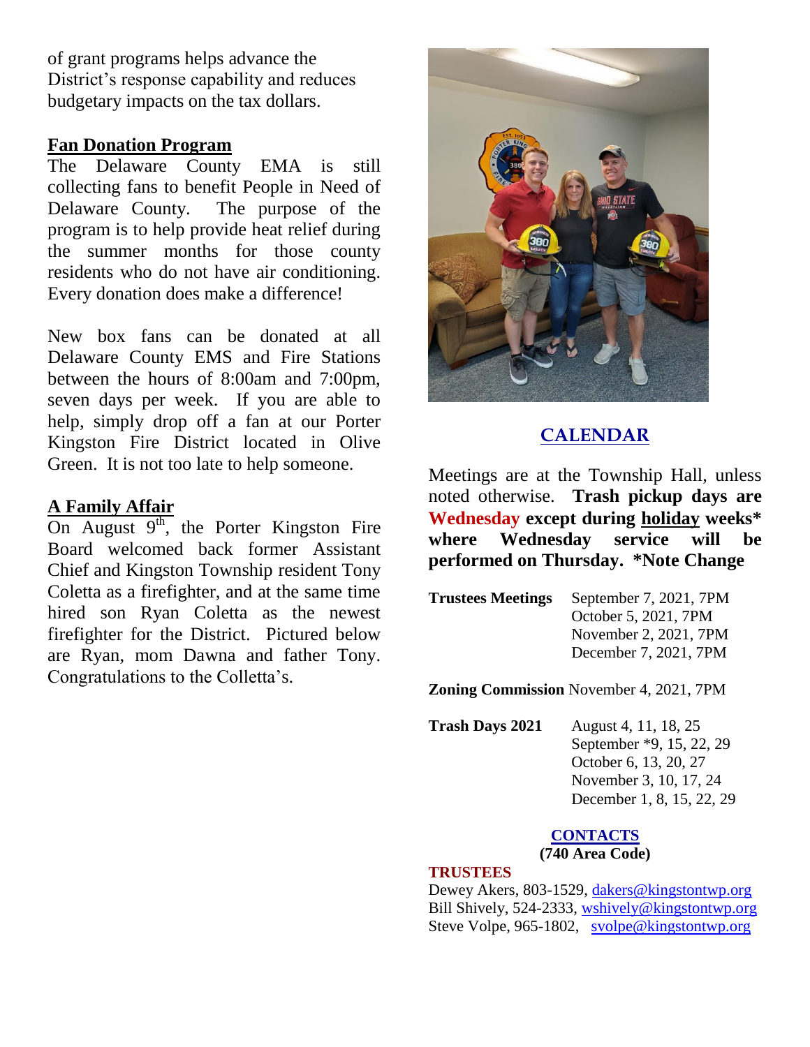of grant programs helps advance the District's response capability and reduces budgetary impacts on the tax dollars.

## Fan Donation Program

The Delaware County EMA is still collecting fans to benefit People in Need of Delaware County. The purpose of the program is to help provide heat relief during the summer months for those county residents who do not have air conditioning. Every donation does make a difference!

New box fans can be donated at all Delaware County EMS and Fire Stations between the hours of 8:00am and 7:00pm, seven days per week. If you are able to help, simply drop off a fan at our Porter Kingston Fire District located in Olive Green. It is not too late to help someone.

## A Family Affair

On August 9th, the Porter Kingston Fire Board welcomed back former Assistant Chief and Kingston Township resident Tony Coletta as a firefighter, and at the same time hired son Ryan Coletta as the newest firefighter for the District. Pictured below are Ryan, mom Dawna and father Tony. Congratulations to the Colletta's.

## CALENDAR

Meetings are at the Township Hall, unless noted otherwise. **Trash pickup days are Wednesday except during holiday weeks* where Wednesday service will be performed on Thursday. *Note Change**

**Trustees Meetings**
September 7, 2021, 7PM
October 5, 2021, 7PM
November 2, 2021, 7PM
December 7, 2021, 7PM

**Zoning Commission** November 4, 2021, 7PM

**Trash Days 2021**
August 4, 11, 18, 25
September *9, 15, 22, 29
October 6, 13, 20, 27
November 3, 10, 17, 24
December 1, 8, 15, 22, 29

## CONTACTS

**(740 Area Code)**

**TRUSTEES**

Dewey Akers, 803-1529, dakers@kingstontwp.org
Bill Shively, 524-2333, wshively@kingstontwp.org
Steve Volpe, 965-1802, svolpe@kingstontwp.org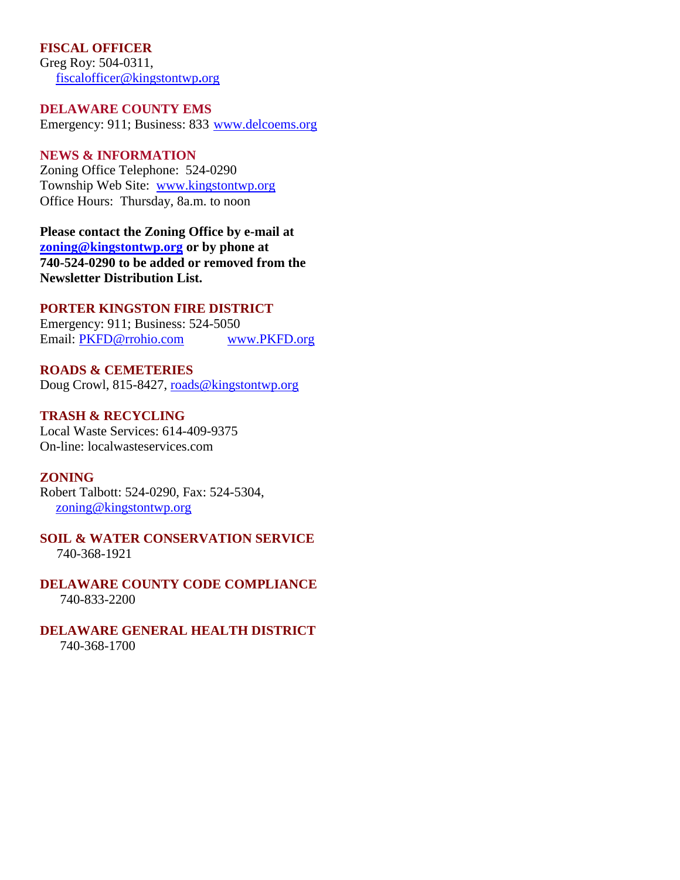### FISCAL OFFICER
Greg Roy: 504-0311,
fiscalofficer@kingstontwp.org

### DELAWARE COUNTY EMS
Emergency: 911; Business: 833 www.delcoems.org

### NEWS & INFORMATION
Zoning Office Telephone: 524-0290
Township Web Site: www.kingstontwp.org
Office Hours: Thursday, 8a.m. to noon

**Please contact the Zoning Office by e-mail at zoning@kingstontwp.org or by phone at 740-524-0290 to be added or removed from the Newsletter Distribution List.**

### PORTER KINGSTON FIRE DISTRICT
Emergency: 911; Business: 524-5050
Email: PKFD@rrohio.com www.PKFD.org

### ROADS & CEMETERIES
Doug Crowl, 815-8427, roads@kingstontwp.org

### TRASH & RECYCLING
Local Waste Services: 614-409-9375
On-line: localwasteservices.com

### ZONING
Robert Talbott: 524-0290, Fax: 524-5304,
zoning@kingstontwp.org

### SOIL & WATER CONSERVATION SERVICE
740-368-1921

### DELAWARE COUNTY CODE COMPLIANCE
740-833-2200

### DELAWARE GENERAL HEALTH DISTRICT
740-368-1700